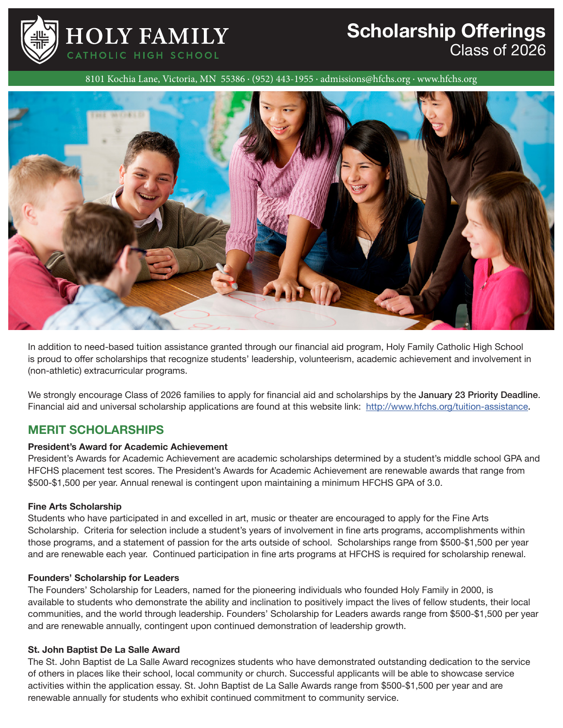# HOLY FAMILY CATHOLIC HIGH SCHOOL

## Scholarship Offerings
Class of 2026

8101 Kochia Lane, Victoria, MN 55386 · (952) 443-1955 · admissions@hfchs.org · www.hfchs.org

In addition to need-based tuition assistance granted through our financial aid program, Holy Family Catholic High School is proud to offer scholarships that recognize students' leadership, volunteerism, academic achievement and involvement in (non-athletic) extracurricular programs.

We strongly encourage Class of 2026 families to apply for financial aid and scholarships by the **January 23 Priority Deadline**. Financial aid and universal scholarship applications are found at this website link: [http://www.hfchs.org/tuition-assistance](http://www.hfchs.org/tuition-assistance).

## MERIT SCHOLARSHIPS

**President's Award for Academic Achievement**

President's Awards for Academic Achievement are academic scholarships determined by a student's middle school GPA and HFCHS placement test scores. The President's Awards for Academic Achievement are renewable awards that range from $500-$1,500 per year. Annual renewal is contingent upon maintaining a minimum HFCHS GPA of 3.0.

**Fine Arts Scholarship**

Students who have participated in and excelled in art, music or theater are encouraged to apply for the Fine Arts Scholarship. Criteria for selection include a student's years of involvement in fine arts programs, accomplishments within those programs, and a statement of passion for the arts outside of school. Scholarships range from $500-$1,500 per year and are renewable each year. Continued participation in fine arts programs at HFCHS is required for scholarship renewal.

**Founders' Scholarship for Leaders**

The Founders' Scholarship for Leaders, named for the pioneering individuals who founded Holy Family in 2000, is available to students who demonstrate the ability and inclination to positively impact the lives of fellow students, their local communities, and the world through leadership. Founders' Scholarship for Leaders awards range from $500-$1,500 per year and are renewable annually, contingent upon continued demonstration of leadership growth.

**St. John Baptist De La Salle Award**

The St. John Baptist de La Salle Award recognizes students who have demonstrated outstanding dedication to the service of others in places like their school, local community or church. Successful applicants will be able to showcase service activities within the application essay. St. John Baptist de La Salle Awards range from $500-$1,500 per year and are renewable annually for students who exhibit continued commitment to community service.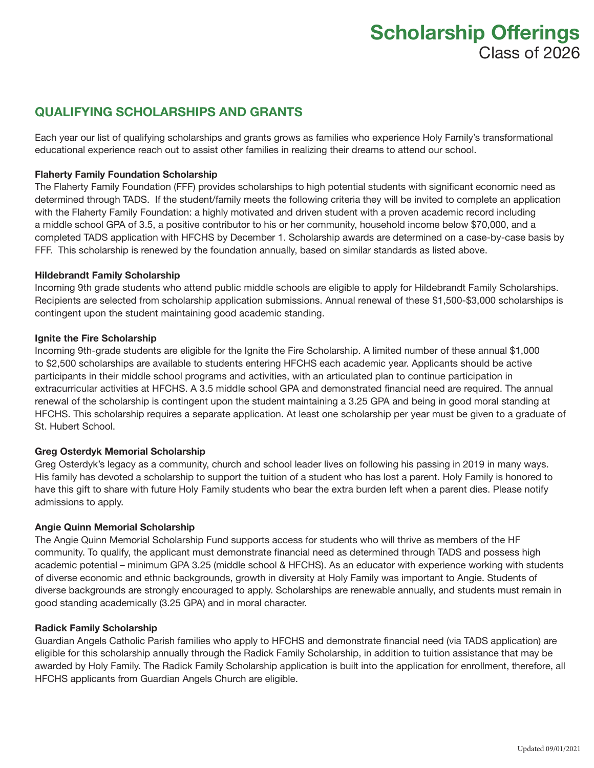# Scholarship Offerings

Class of 2026

## QUALIFYING SCHOLARSHIPS AND GRANTS

Each year our list of qualifying scholarships and grants grows as families who experience Holy Family's transformational educational experience reach out to assist other families in realizing their dreams to attend our school.

**Flaherty Family Foundation Scholarship**

The Flaherty Family Foundation (FFF) provides scholarships to high potential students with significant economic need as determined through TADS. If the student/family meets the following criteria they will be invited to complete an application with the Flaherty Family Foundation: a highly motivated and driven student with a proven academic record including a middle school GPA of 3.5, a positive contributor to his or her community, household income below $70,000, and a completed TADS application with HFCHS by December 1. Scholarship awards are determined on a case-by-case basis by FFF. This scholarship is renewed by the foundation annually, based on similar standards as listed above.

**Hildebrandt Family Scholarship**

Incoming 9th grade students who attend public middle schools are eligible to apply for Hildebrandt Family Scholarships. Recipients are selected from scholarship application submissions. Annual renewal of these $1,500-$3,000 scholarships is contingent upon the student maintaining good academic standing.

**Ignite the Fire Scholarship**

Incoming 9th-grade students are eligible for the Ignite the Fire Scholarship. A limited number of these annual $1,000 to $2,500 scholarships are available to students entering HFCHS each academic year. Applicants should be active participants in their middle school programs and activities, with an articulated plan to continue participation in extracurricular activities at HFCHS. A 3.5 middle school GPA and demonstrated financial need are required. The annual renewal of the scholarship is contingent upon the student maintaining a 3.25 GPA and being in good moral standing at HFCHS. This scholarship requires a separate application. At least one scholarship per year must be given to a graduate of St. Hubert School.

**Greg Osterdyk Memorial Scholarship**

Greg Osterdyk's legacy as a community, church and school leader lives on following his passing in 2019 in many ways. His family has devoted a scholarship to support the tuition of a student who has lost a parent. Holy Family is honored to have this gift to share with future Holy Family students who bear the extra burden left when a parent dies. Please notify admissions to apply.

**Angie Quinn Memorial Scholarship**

The Angie Quinn Memorial Scholarship Fund supports access for students who will thrive as members of the HF community. To qualify, the applicant must demonstrate financial need as determined through TADS and possess high academic potential – minimum GPA 3.25 (middle school & HFCHS). As an educator with experience working with students of diverse economic and ethnic backgrounds, growth in diversity at Holy Family was important to Angie. Students of diverse backgrounds are strongly encouraged to apply. Scholarships are renewable annually, and students must remain in good standing academically (3.25 GPA) and in moral character.

**Radick Family Scholarship**

Guardian Angels Catholic Parish families who apply to HFCHS and demonstrate financial need (via TADS application) are eligible for this scholarship annually through the Radick Family Scholarship, in addition to tuition assistance that may be awarded by Holy Family. The Radick Family Scholarship application is built into the application for enrollment, therefore, all HFCHS applicants from Guardian Angels Church are eligible.

Updated 09/01/2021